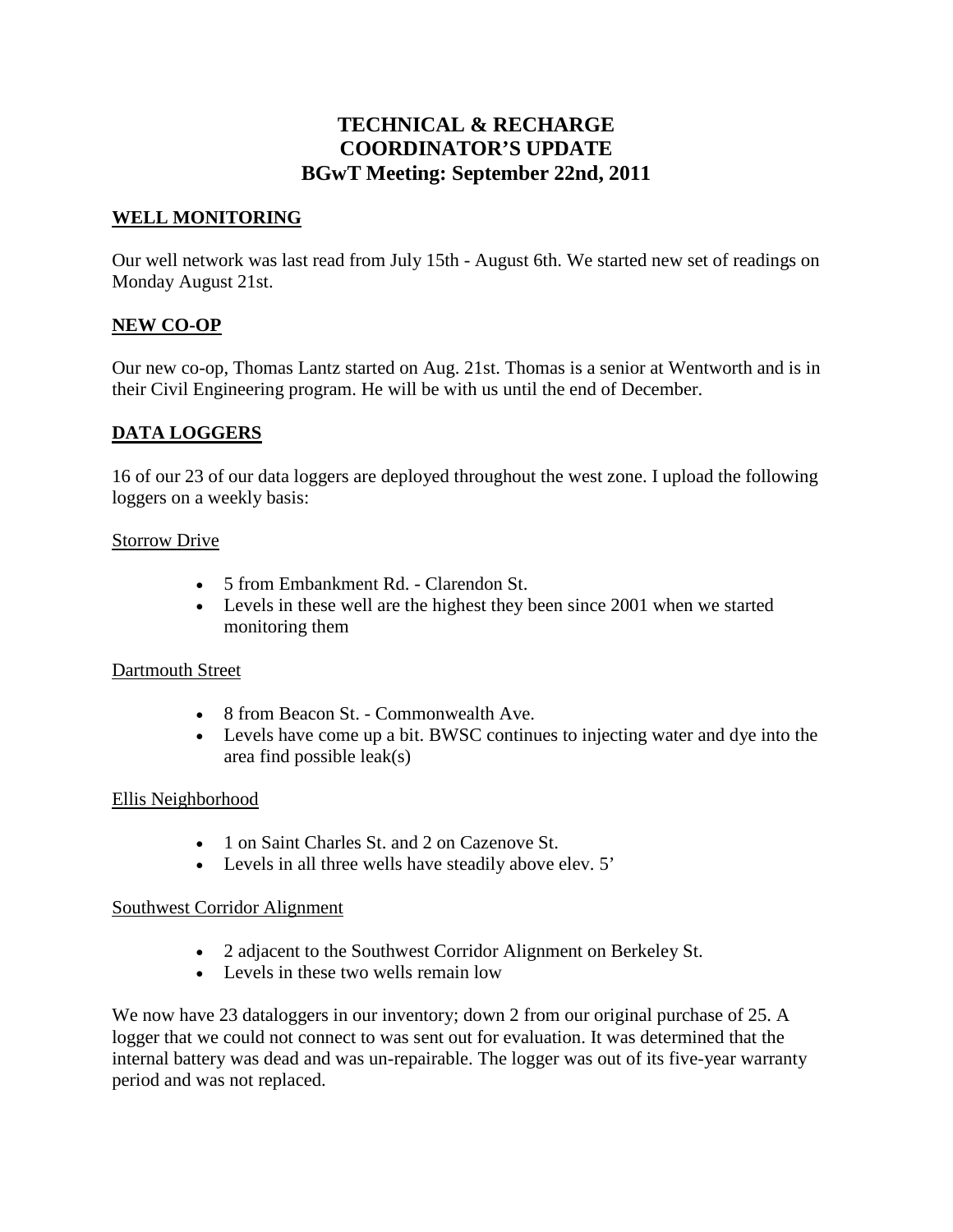# TECHNICAL & RECHARGE COORDINATOR'S UPDATE
## BGwT Meeting: September 22nd, 2011

### WELL MONITORING

Our well network was last read from July 15th - August 6th. We started new set of readings on Monday August 21st.

### NEW CO-OP

Our new co-op, Thomas Lantz started on Aug. 21st. Thomas is a senior at Wentworth and is in their Civil Engineering program. He will be with us until the end of December.

### DATA LOGGERS

16 of our 23 of our data loggers are deployed throughout the west zone. I upload the following loggers on a weekly basis:

Storrow Drive

- 5 from Embankment Rd. - Clarendon St.
- Levels in these well are the highest they been since 2001 when we started monitoring them

Dartmouth Street

- 8 from Beacon St. - Commonwealth Ave.
- Levels have come up a bit. BWSC continues to injecting water and dye into the area find possible leak(s)

Ellis Neighborhood

- 1 on Saint Charles St. and 2 on Cazenove St.
- Levels in all three wells have steadily above elev. 5'

Southwest Corridor Alignment

- 2 adjacent to the Southwest Corridor Alignment on Berkeley St.
- Levels in these two wells remain low

We now have 23 dataloggers in our inventory; down 2 from our original purchase of 25. A logger that we could not connect to was sent out for evaluation. It was determined that the internal battery was dead and was un-repairable. The logger was out of its five-year warranty period and was not replaced.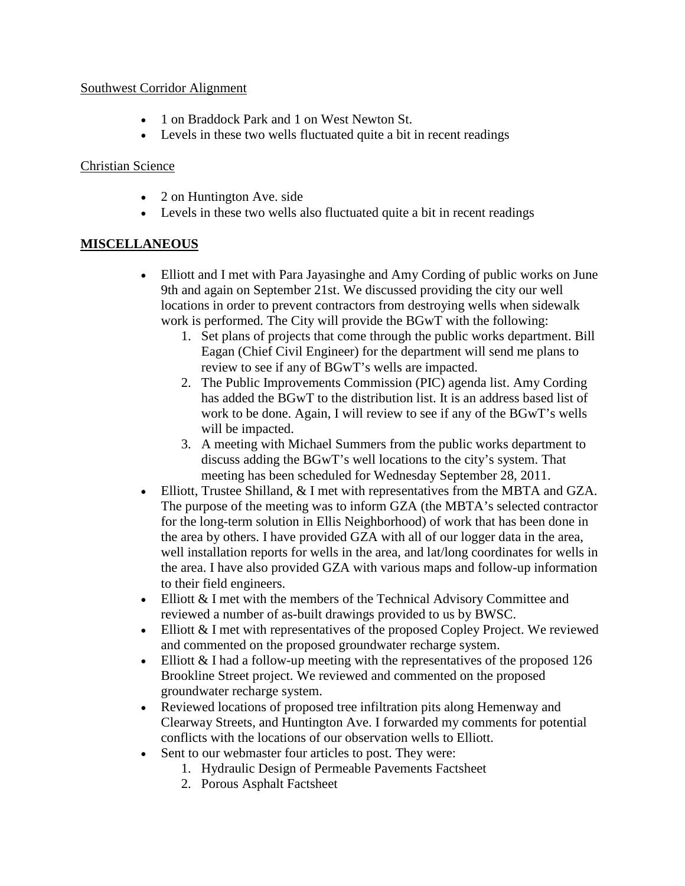<u>Southwest Corridor Alignment</u>

- 1 on Braddock Park and 1 on West Newton St.
- Levels in these two wells fluctuated quite a bit in recent readings

<u>Christian Science</u>

- 2 on Huntington Ave. side
- Levels in these two wells also fluctuated quite a bit in recent readings

**<u>MISCELLANEOUS</u>**

- Elliott and I met with Para Jayasinghe and Amy Cording of public works on June 9th and again on September 21st. We discussed providing the city our well locations in order to prevent contractors from destroying wells when sidewalk work is performed. The City will provide the BGwT with the following:
  1. Set plans of projects that come through the public works department. Bill Eagan (Chief Civil Engineer) for the department will send me plans to review to see if any of BGwT's wells are impacted.
  2. The Public Improvements Commission (PIC) agenda list. Amy Cording has added the BGwT to the distribution list. It is an address based list of work to be done. Again, I will review to see if any of the BGwT's wells will be impacted.
  3. A meeting with Michael Summers from the public works department to discuss adding the BGwT's well locations to the city's system. That meeting has been scheduled for Wednesday September 28, 2011.
- Elliott, Trustee Shilland, & I met with representatives from the MBTA and GZA. The purpose of the meeting was to inform GZA (the MBTA's selected contractor for the long-term solution in Ellis Neighborhood) of work that has been done in the area by others. I have provided GZA with all of our logger data in the area, well installation reports for wells in the area, and lat/long coordinates for wells in the area. I have also provided GZA with various maps and follow-up information to their field engineers.
- Elliott & I met with the members of the Technical Advisory Committee and reviewed a number of as-built drawings provided to us by BWSC.
- Elliott & I met with representatives of the proposed Copley Project. We reviewed and commented on the proposed groundwater recharge system.
- Elliott & I had a follow-up meeting with the representatives of the proposed 126 Brookline Street project. We reviewed and commented on the proposed groundwater recharge system.
- Reviewed locations of proposed tree infiltration pits along Hemenway and Clearway Streets, and Huntington Ave. I forwarded my comments for potential conflicts with the locations of our observation wells to Elliott.
- Sent to our webmaster four articles to post. They were:
  1. Hydraulic Design of Permeable Pavements Factsheet
  2. Porous Asphalt Factsheet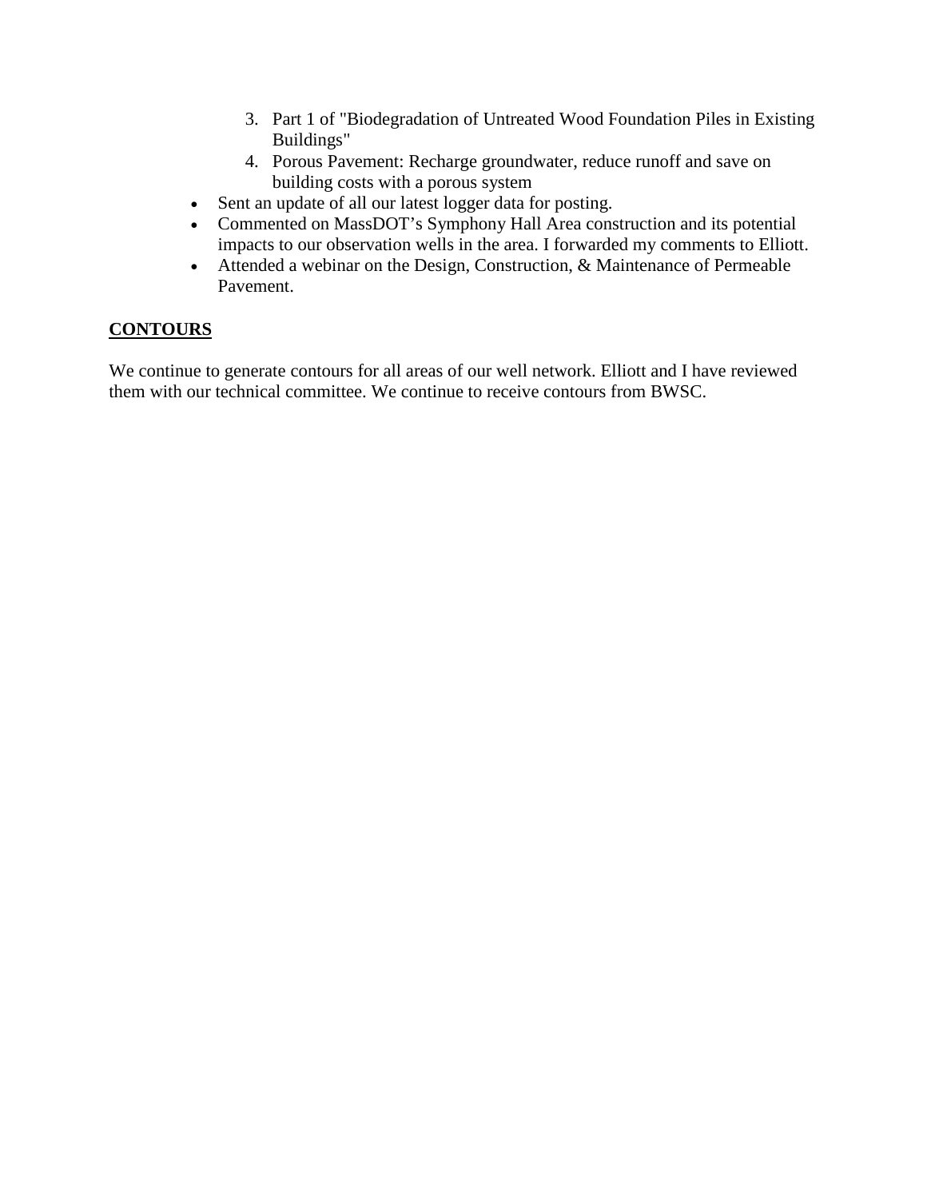3. Part 1 of "Biodegradation of Untreated Wood Foundation Piles in Existing Buildings"
4. Porous Pavement: Recharge groundwater, reduce runoff and save on building costs with a porous system

- Sent an update of all our latest logger data for posting.
- Commented on MassDOT's Symphony Hall Area construction and its potential impacts to our observation wells in the area. I forwarded my comments to Elliott.
- Attended a webinar on the Design, Construction, & Maintenance of Permeable Pavement.

## **CONTOURS**

We continue to generate contours for all areas of our well network. Elliott and I have reviewed them with our technical committee. We continue to receive contours from BWSC.